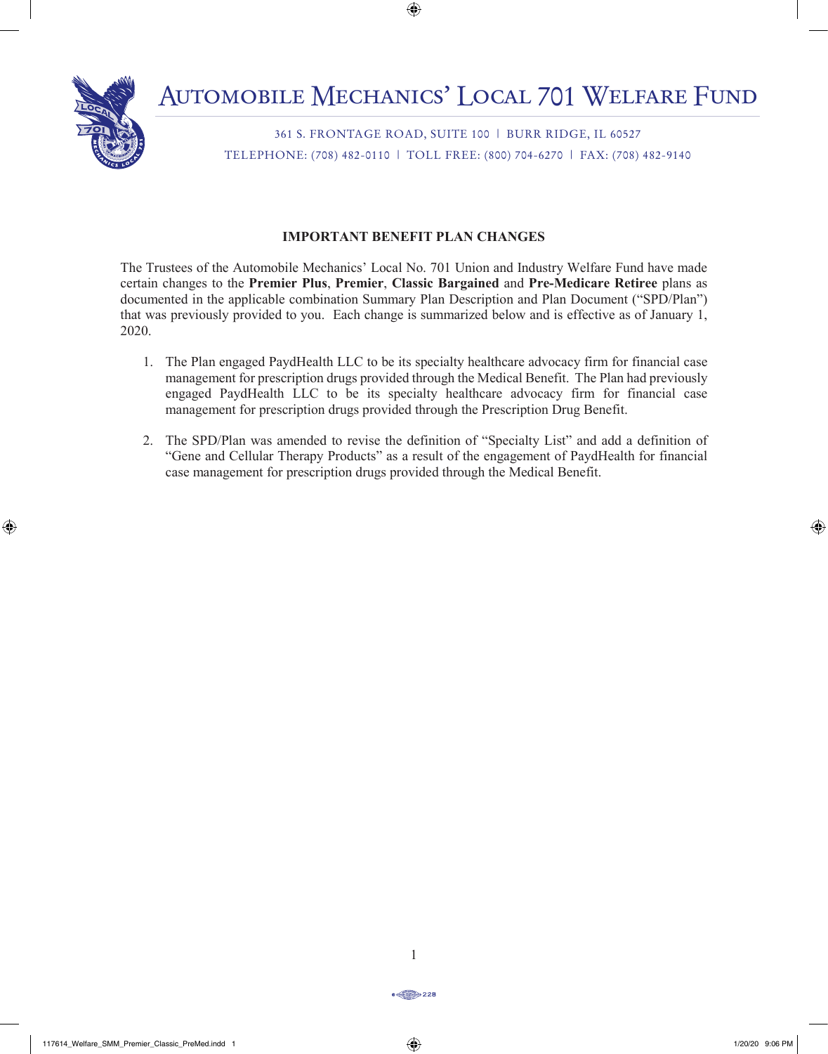# Automobile Mechanics' Local 701 Welfare Fund

361 S. FRONTAGE ROAD, SUITE 100 | BURR RIDGE, IL 60527
TELEPHONE: (708) 482-0110 | TOLL FREE: (800) 704-6270 | FAX: (708) 482-9140

## IMPORTANT BENEFIT PLAN CHANGES

The Trustees of the Automobile Mechanics' Local No. 701 Union and Industry Welfare Fund have made certain changes to the **Premier Plus**, **Premier**, **Classic Bargained** and **Pre-Medicare Retiree** plans as documented in the applicable combination Summary Plan Description and Plan Document ("SPD/Plan") that was previously provided to you. Each change is summarized below and is effective as of January 1, 2020.

1. The Plan engaged PaydHealth LLC to be its specialty healthcare advocacy firm for financial case management for prescription drugs provided through the Medical Benefit. The Plan had previously engaged PaydHealth LLC to be its specialty healthcare advocacy firm for financial case management for prescription drugs provided through the Prescription Drug Benefit.

2. The SPD/Plan was amended to revise the definition of "Specialty List" and add a definition of "Gene and Cellular Therapy Products" as a result of the engagement of PaydHealth for financial case management for prescription drugs provided through the Medical Benefit.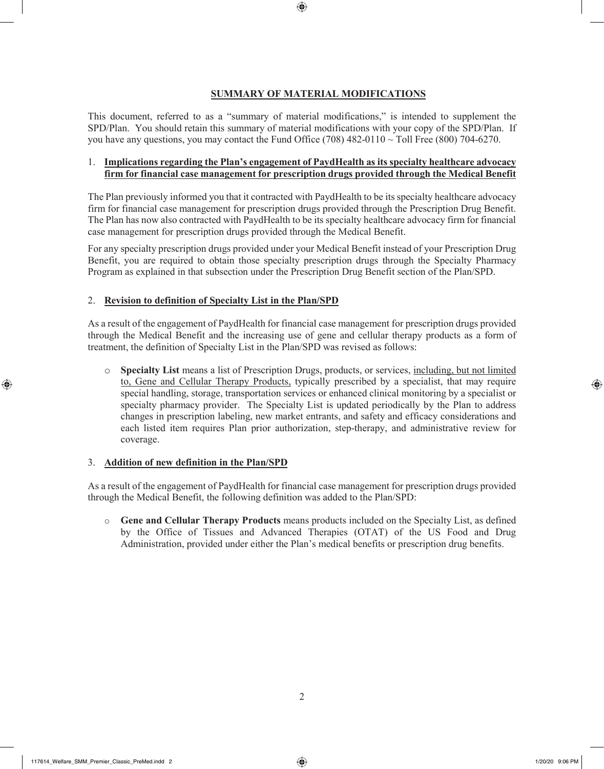# SUMMARY OF MATERIAL MODIFICATIONS

This document, referred to as a "summary of material modifications," is intended to supplement the SPD/Plan. You should retain this summary of material modifications with your copy of the SPD/Plan. If you have any questions, you may contact the Fund Office (708) 482-0110 ~ Toll Free (800) 704-6270.

## 1. Implications regarding the Plan's engagement of PaydHealth as its specialty healthcare advocacy firm for financial case management for prescription drugs provided through the Medical Benefit

The Plan previously informed you that it contracted with PaydHealth to be its specialty healthcare advocacy firm for financial case management for prescription drugs provided through the Prescription Drug Benefit. The Plan has now also contracted with PaydHealth to be its specialty healthcare advocacy firm for financial case management for prescription drugs provided through the Medical Benefit.

For any specialty prescription drugs provided under your Medical Benefit instead of your Prescription Drug Benefit, you are required to obtain those specialty prescription drugs through the Specialty Pharmacy Program as explained in that subsection under the Prescription Drug Benefit section of the Plan/SPD.

## 2. Revision to definition of Specialty List in the Plan/SPD

As a result of the engagement of PaydHealth for financial case management for prescription drugs provided through the Medical Benefit and the increasing use of gene and cellular therapy products as a form of treatment, the definition of Specialty List in the Plan/SPD was revised as follows:

- **Specialty List** means a list of Prescription Drugs, products, or services, <u>including, but not limited to, Gene and Cellular Therapy Products,</u> typically prescribed by a specialist, that may require special handling, storage, transportation services or enhanced clinical monitoring by a specialist or specialty pharmacy provider. The Specialty List is updated periodically by the Plan to address changes in prescription labeling, new market entrants, and safety and efficacy considerations and each listed item requires Plan prior authorization, step-therapy, and administrative review for coverage.

## 3. Addition of new definition in the Plan/SPD

As a result of the engagement of PaydHealth for financial case management for prescription drugs provided through the Medical Benefit, the following definition was added to the Plan/SPD:

- **Gene and Cellular Therapy Products** means products included on the Specialty List, as defined by the Office of Tissues and Advanced Therapies (OTAT) of the US Food and Drug Administration, provided under either the Plan's medical benefits or prescription drug benefits.